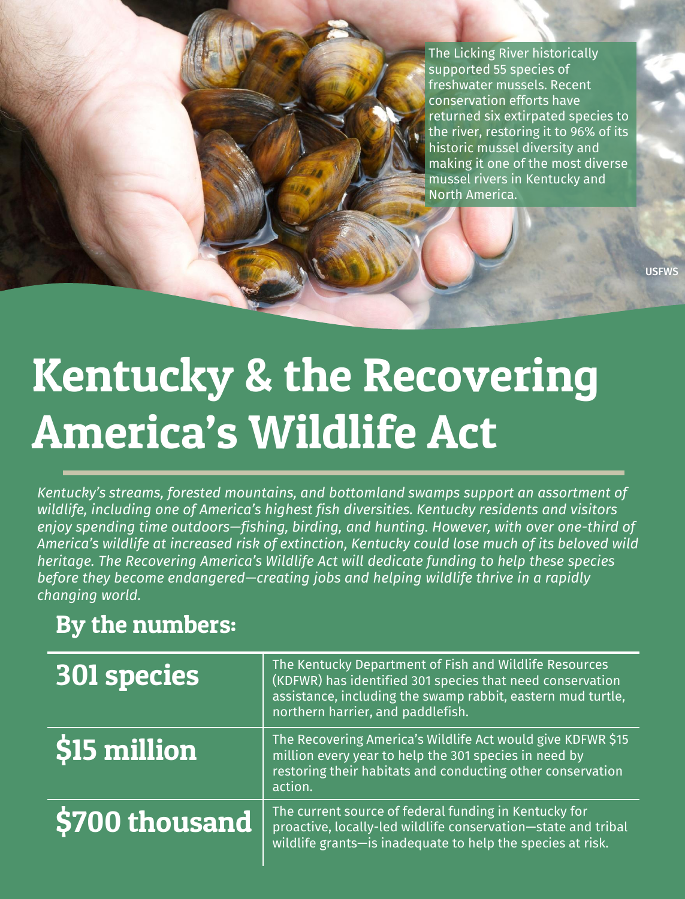The Licking River historically supported 55 species of freshwater mussels. Recent conservation efforts have returned six extirpated species to the river, restoring it to 96% of its historic mussel diversity and making it one of the most diverse mussel rivers in Kentucky and North America.

USFWS

# Kentucky & the Recovering America's Wildlife Act

*Kentucky's streams, forested mountains, and bottomland swamps support an assortment of wildlife, including one of America's highest fish diversities. Kentucky residents and visitors enjoy spending time outdoors—fishing, birding, and hunting. However, with over one-third of America's wildlife at increased risk of extinction, Kentucky could lose much of its beloved wild heritage. The Recovering America's Wildlife Act will dedicate funding to help these species before they become endangered—creating jobs and helping wildlife thrive in a rapidly changing world.*

## By the numbers:

| | |
|---|---|
| **301 species** | The Kentucky Department of Fish and Wildlife Resources (KDFWR) has identified 301 species that need conservation assistance, including the swamp rabbit, eastern mud turtle, northern harrier, and paddlefish. |
| **$15 million** | The Recovering America's Wildlife Act would give KDFWR $15 million every year to help the 301 species in need by restoring their habitats and conducting other conservation action. |
| **$700 thousand** | The current source of federal funding in Kentucky for proactive, locally-led wildlife conservation—state and tribal wildlife grants—is inadequate to help the species at risk. |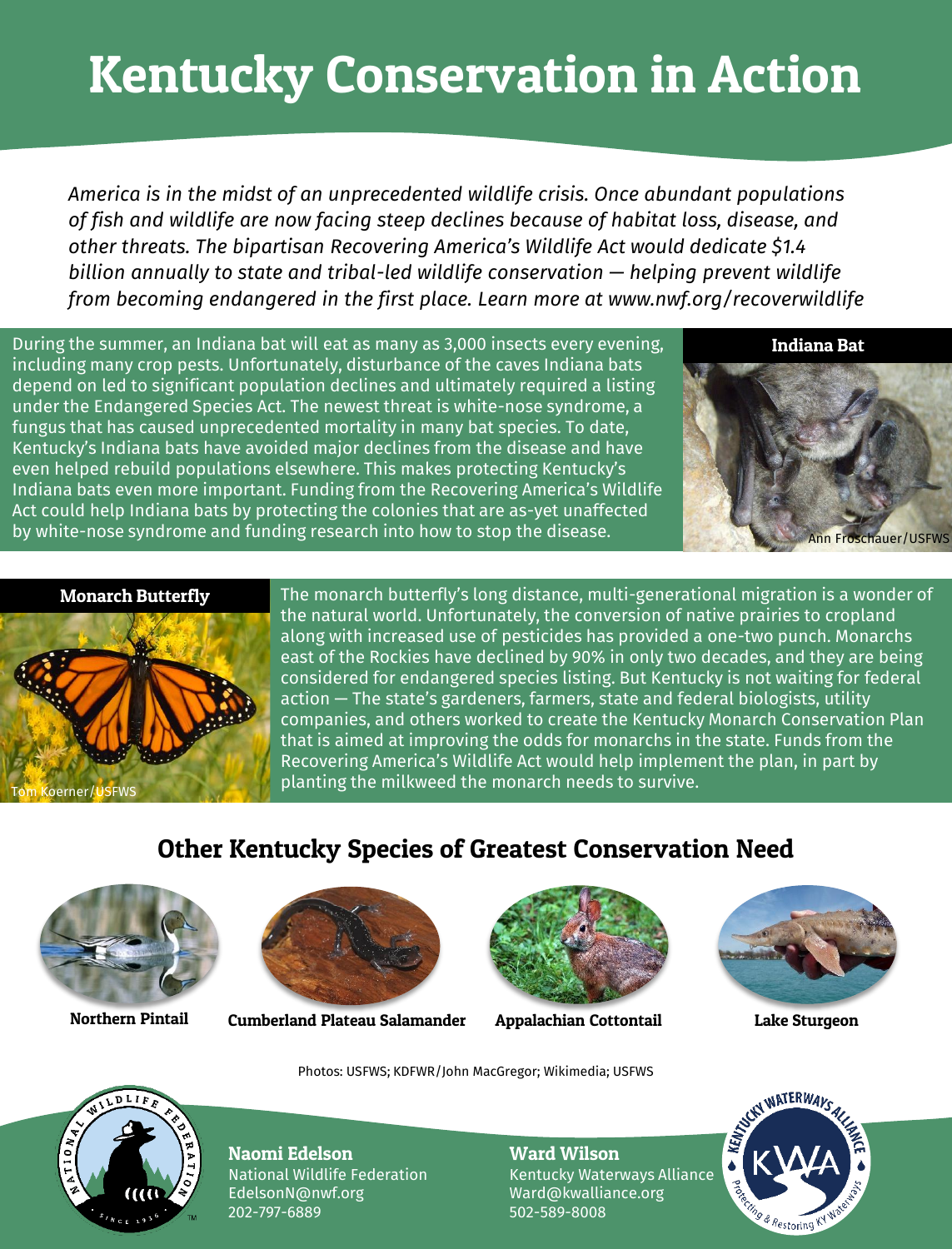# Kentucky Conservation in Action

*America is in the midst of an unprecedented wildlife crisis. Once abundant populations of fish and wildlife are now facing steep declines because of habitat loss, disease, and other threats. The bipartisan Recovering America's Wildlife Act would dedicate $1.4 billion annually to state and tribal-led wildlife conservation — helping prevent wildlife from becoming endangered in the first place. Learn more at www.nwf.org/recoverwildlife*

**Indiana Bat**

During the summer, an Indiana bat will eat as many as 3,000 insects every evening, including many crop pests. Unfortunately, disturbance of the caves Indiana bats depend on led to significant population declines and ultimately required a listing under the Endangered Species Act. The newest threat is white-nose syndrome, a fungus that has caused unprecedented mortality in many bat species. To date, Kentucky's Indiana bats have avoided major declines from the disease and have even helped rebuild populations elsewhere. This makes protecting Kentucky's Indiana bats even more important. Funding from the Recovering America's Wildlife Act could help Indiana bats by protecting the colonies that are as-yet unaffected by white-nose syndrome and funding research into how to stop the disease.

Ann Froschauer/USFWS

**Monarch Butterfly**

Tom Koerner/USFWS

The monarch butterfly's long distance, multi-generational migration is a wonder of the natural world. Unfortunately, the conversion of native prairies to cropland along with increased use of pesticides has provided a one-two punch. Monarchs east of the Rockies have declined by 90% in only two decades, and they are being considered for endangered species listing. But Kentucky is not waiting for federal action — The state's gardeners, farmers, state and federal biologists, utility companies, and others worked to create the Kentucky Monarch Conservation Plan that is aimed at improving the odds for monarchs in the state. Funds from the Recovering America's Wildlife Act would help implement the plan, in part by planting the milkweed the monarch needs to survive.

## Other Kentucky Species of Greatest Conservation Need

**Northern Pintail** | **Cumberland Plateau Salamander** | **Appalachian Cottontail** | **Lake Sturgeon**

Photos: USFWS; KDFWR/John MacGregor; Wikimedia; USFWS

**Naomi Edelson**
National Wildlife Federation
EdelsonN@nwf.org
202-797-6889

**Ward Wilson**
Kentucky Waterways Alliance
Ward@kwalliance.org
502-589-8008